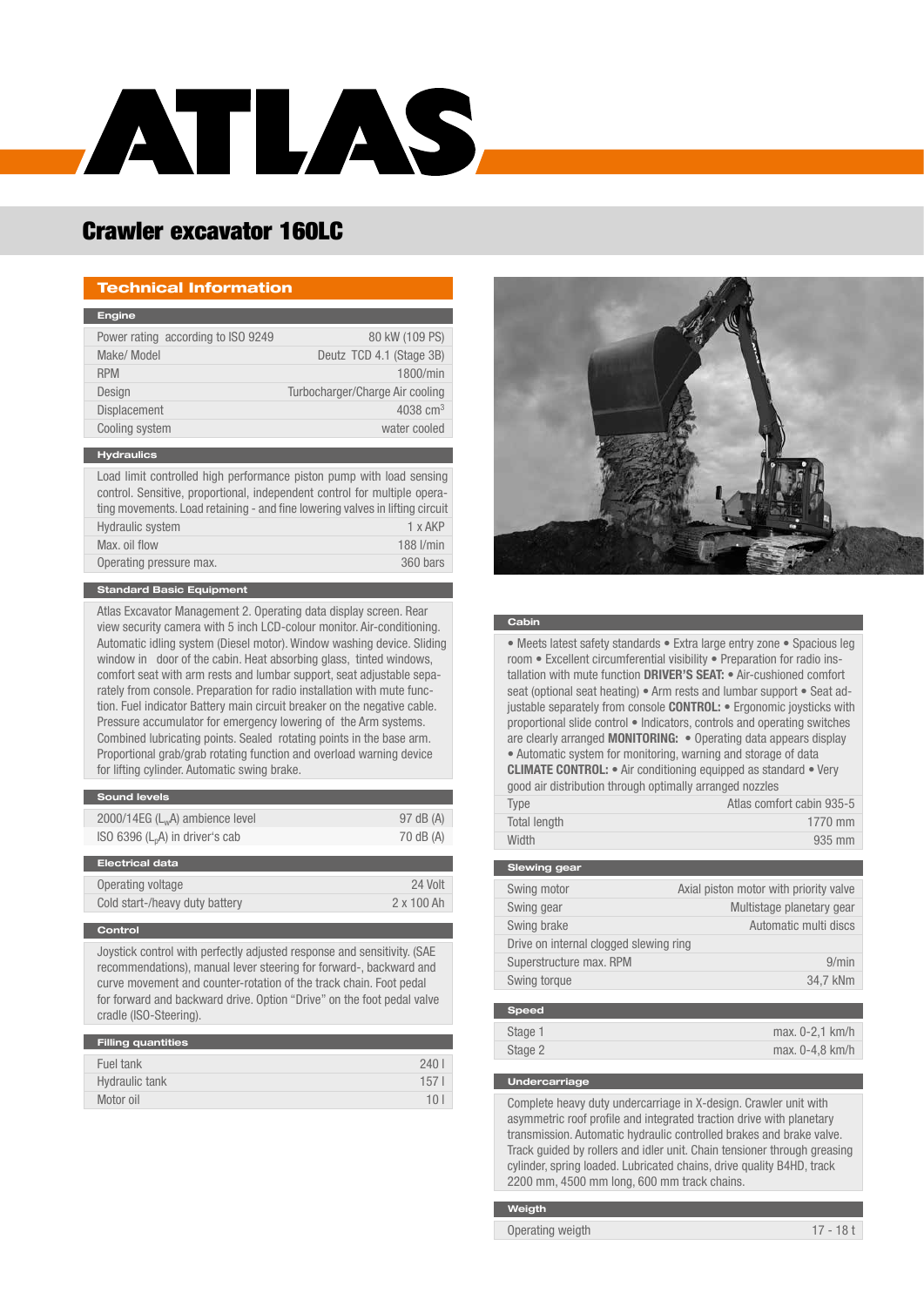# ATLAS

## Crawler excavator 160LC

### Technical Information

#### Engine

| | |
|---|---|
| Power rating according to ISO 9249 | 80 kW (109 PS) |
| Make/ Model | Deutz TCD 4.1 (Stage 3B) |
| RPM | 1800/min |
| Design | Turbocharger/Charge Air cooling |
| Displacement | 4038 cm³ |
| Cooling system | water cooled |

#### Hydraulics

Load limit controlled high performance piston pump with load sensing control. Sensitive, proportional, independent control for multiple operating movements. Load retaining - and fine lowering valves in lifting circuit

| | |
|---|---|
| Hydraulic system | 1 x AKP |
| Max. oil flow | 188 l/min |
| Operating pressure max. | 360 bars |

#### Standard Basic Equipment

Atlas Excavator Management 2. Operating data display screen. Rear view security camera with 5 inch LCD-colour monitor. Air-conditioning. Automatic idling system (Diesel motor). Window washing device. Sliding window in door of the cabin. Heat absorbing glass, tinted windows, comfort seat with arm rests and lumbar support, seat adjustable separately from console. Preparation for radio installation with mute function. Fuel indicator Battery main circuit breaker on the negative cable. Pressure accumulator for emergency lowering of the Arm systems. Combined lubricating points. Sealed rotating points in the base arm. Proportional grab/grab rotating function and overload warning device for lifting cylinder. Automatic swing brake.

#### Sound levels

| | |
|---|---|
| 2000/14EG ($L_W$A) ambience level | 97 dB (A) |
| ISO 6396 ($L_p$A) in driver's cab | 70 dB (A) |

#### Electrical data

| | |
|---|---|
| Operating voltage | 24 Volt |
| Cold start-/heavy duty battery | 2 x 100 Ah |

#### Control

Joystick control with perfectly adjusted response and sensitivity. (SAE recommendations), manual lever steering for forward-, backward and curve movement and counter-rotation of the track chain. Foot pedal for forward and backward drive. Option "Drive" on the foot pedal valve cradle (ISO-Steering).

#### Filling quantities

| | |
|---|---|
| Fuel tank | 240 l |
| Hydraulic tank | 157 l |
| Motor oil | 10 l |

#### Cabin

• Meets latest safety standards • Extra large entry zone • Spacious leg room • Excellent circumferential visibility • Preparation for radio installation with mute function **DRIVER'S SEAT:** • Air-cushioned comfort seat (optional seat heating) • Arm rests and lumbar support • Seat adjustable separately from console **CONTROL:** • Ergonomic joysticks with proportional slide control • Indicators, controls and operating switches are clearly arranged **MONITORING:** • Operating data appears display • Automatic system for monitoring, warning and storage of data **CLIMATE CONTROL:** • Air conditioning equipped as standard • Very good air distribution through optimally arranged nozzles

| | |
|---|---|
| Type | Atlas comfort cabin 935-5 |
| Total length | 1770 mm |
| Width | 935 mm |

#### Slewing gear

| | |
|---|---|
| Swing motor | Axial piston motor with priority valve |
| Swing gear | Multistage planetary gear |
| Swing brake | Automatic multi discs |
| Drive on internal clogged slewing ring | |
| Superstructure max. RPM | 9/min |
| Swing torque | 34,7 kNm |

#### Speed

| | |
|---|---|
| Stage 1 | max. 0-2,1 km/h |
| Stage 2 | max. 0-4,8 km/h |

#### Undercarriage

Complete heavy duty undercarriage in X-design. Crawler unit with asymmetric roof profile and integrated traction drive with planetary transmission. Automatic hydraulic controlled brakes and brake valve. Track guided by rollers and idler unit. Chain tensioner through greasing cylinder, spring loaded. Lubricated chains, drive quality B4HD, track 2200 mm, 4500 mm long, 600 mm track chains.

#### Weigth

| | |
|---|---|
| Operating weigth | 17 - 18 t |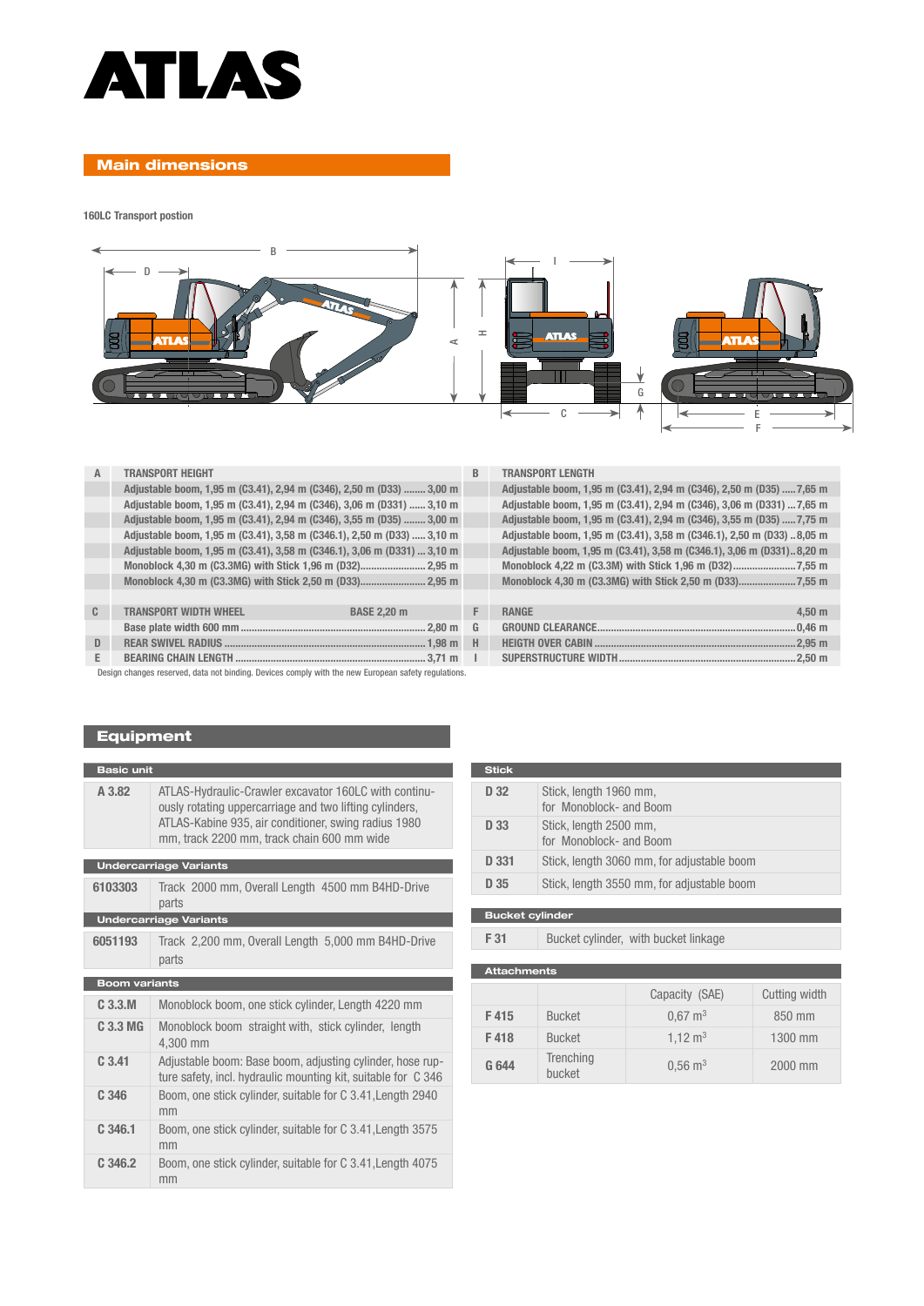## Main dimensions

**160LC Transport postion**

| | | | |
|---|---|---|---|
| A | **TRANSPORT HEIGHT** | B | **TRANSPORT LENGTH** |
| | Adjustable boom, 1,95 m (C3.41), 2,94 m (C346), 2,50 m (D33) ........ 3,00 m | | Adjustable boom, 1,95 m (C3.41), 2,94 m (C346), 2,50 m (D35) .....7,65 m |
| | Adjustable boom, 1,95 m (C3.41), 2,94 m (C346), 3,06 m (D331) ...... 3,10 m | | Adjustable boom, 1,95 m (C3.41), 2,94 m (C346), 3,06 m (D331) ...7,65 m |
| | Adjustable boom, 1,95 m (C3.41), 2,94 m (C346), 3,55 m (D35) ........ 3,00 m | | Adjustable boom, 1,95 m (C3.41), 2,94 m (C346), 3,55 m (D35) .....7,75 m |
| | Adjustable boom, 1,95 m (C3.41), 3,58 m (C346.1), 2,50 m (D33) ..... 3,10 m | | Adjustable boom, 1,95 m (C3.41), 3,58 m (C346.1), 2,50 m (D33) ..8,05 m |
| | Adjustable boom, 1,95 m (C3.41), 3,58 m (C346.1), 3,06 m (D331) ... 3,10 m | | Adjustable boom, 1,95 m (C3.41), 3,58 m (C346.1), 3,06 m (D331)..8,20 m |
| | Monoblock 4,30 m (C3.3MG) with Stick 1,96 m (D32)........................ 2,95 m | | Monoblock 4,22 m (C3.3M) with Stick 1,96 m (D32).......................7,55 m |
| | Monoblock 4,30 m (C3.3MG) with Stick 2,50 m (D33)........................ 2,95 m | | Monoblock 4,30 m (C3.3MG) with Stick 2,50 m (D33).....................7,55 m |
| C | **TRANSPORT WIDTH WHEEL** BASE 2,20 m | F | **RANGE** 4,50 m |
| | Base plate width 600 mm ........ 2,80 m | G | GROUND CLEARANCE........ 0,46 m |
| D | REAR SWIVEL RADIUS ........ 1,98 m | H | HEIGTH OVER CABIN ........ 2,95 m |
| E | BEARING CHAIN LENGTH ........ 3,71 m | I | SUPERSTRUCTURE WIDTH........ 2,50 m |

Design changes reserved, data not binding. Devices comply with the new European safety regulations.

## Equipment

| Basic unit | |
|---|---|
| A 3.82 | ATLAS-Hydraulic-Crawler excavator 160LC with continuously rotating uppercarriage and two lifting cylinders, ATLAS-Kabine 935, air conditioner, swing radius 1980 mm, track 2200 mm, track chain 600 mm wide |

| Undercarriage Variants | |
|---|---|
| 6103303 | Track 2000 mm, Overall Length 4500 mm B4HD-Drive parts |

| Undercarriage Variants | |
|---|---|
| 6051193 | Track 2,200 mm, Overall Length 5,000 mm B4HD-Drive parts |

| Boom variants | |
|---|---|
| C 3.3.M | Monoblock boom, one stick cylinder, Length 4220 mm |
| C 3.3 MG | Monoblock boom straight with, stick cylinder, length 4,300 mm |
| C 3.41 | Adjustable boom: Base boom, adjusting cylinder, hose rupture safety, incl. hydraulic mounting kit, suitable for C 346 |
| C 346 | Boom, one stick cylinder, suitable for C 3.41,Length 2940 mm |
| C 346.1 | Boom, one stick cylinder, suitable for C 3.41,Length 3575 mm |
| C 346.2 | Boom, one stick cylinder, suitable for C 3.41,Length 4075 mm |

| Stick | |
|---|---|
| D 32 | Stick, length 1960 mm, for Monoblock- and Boom |
| D 33 | Stick, length 2500 mm, for Monoblock- and Boom |
| D 331 | Stick, length 3060 mm, for adjustable boom |
| D 35 | Stick, length 3550 mm, for adjustable boom |

| Bucket cylinder | |
|---|---|
| F 31 | Bucket cylinder, with bucket linkage |

| Attachments | | Capacity (SAE) | Cutting width |
|---|---|---|---|
| F 415 | Bucket | 0,67 $m^3$ | 850 mm |
| F 418 | Bucket | 1,12 $m^3$ | 1300 mm |
| G 644 | Trenching bucket | 0,56 $m^3$ | 2000 mm |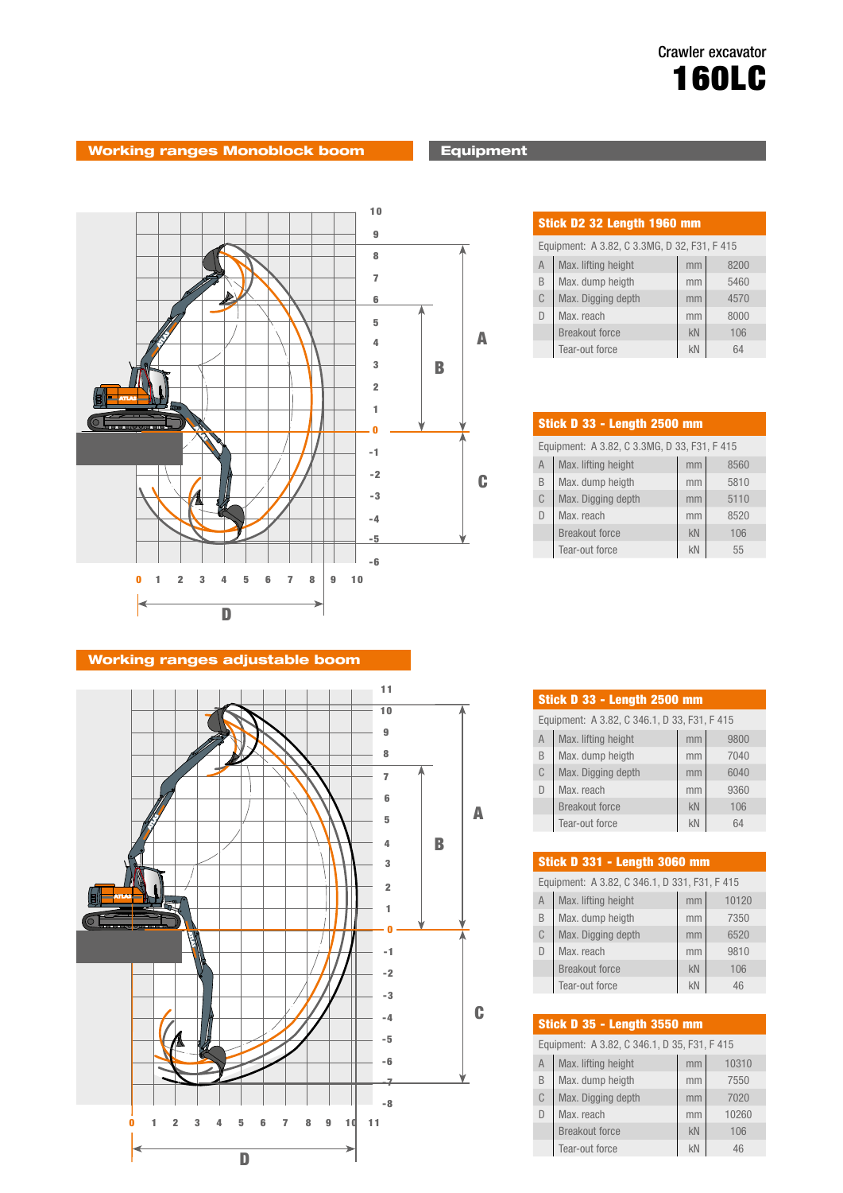Crawler excavator

# 160LC

## Working ranges Monoblock boom

## Equipment

### Stick D2 32 Length 1960 mm

Equipment: A 3.82, C 3.3MG, D 32, F31, F 415

| | | | |
|---|---|---|---|
| A | Max. lifting height | mm | 8200 |
| B | Max. dump heigth | mm | 5460 |
| C | Max. Digging depth | mm | 4570 |
| D | Max. reach | mm | 8000 |
| | Breakout force | kN | 106 |
| | Tear-out force | kN | 64 |

### Stick D 33 - Length 2500 mm

Equipment: A 3.82, C 3.3MG, D 33, F31, F 415

| | | | |
|---|---|---|---|
| A | Max. lifting height | mm | 8560 |
| B | Max. dump heigth | mm | 5810 |
| C | Max. Digging depth | mm | 5110 |
| D | Max. reach | mm | 8520 |
| | Breakout force | kN | 106 |
| | Tear-out force | kN | 55 |

## Working ranges adjustable boom

### Stick D 33 - Length 2500 mm

Equipment: A 3.82, C 346.1, D 33, F31, F 415

| | | | |
|---|---|---|---|
| A | Max. lifting height | mm | 9800 |
| B | Max. dump heigth | mm | 7040 |
| C | Max. Digging depth | mm | 6040 |
| D | Max. reach | mm | 9360 |
| | Breakout force | kN | 106 |
| | Tear-out force | kN | 64 |

### Stick D 331 - Length 3060 mm

Equipment: A 3.82, C 346.1, D 331, F31, F 415

| | | | |
|---|---|---|---|
| A | Max. lifting height | mm | 10120 |
| B | Max. dump heigth | mm | 7350 |
| C | Max. Digging depth | mm | 6520 |
| D | Max. reach | mm | 9810 |
| | Breakout force | kN | 106 |
| | Tear-out force | kN | 46 |

### Stick D 35 - Length 3550 mm

Equipment: A 3.82, C 346.1, D 35, F31, F 415

| | | | |
|---|---|---|---|
| A | Max. lifting height | mm | 10310 |
| B | Max. dump heigth | mm | 7550 |
| C | Max. Digging depth | mm | 7020 |
| D | Max. reach | mm | 10260 |
| | Breakout force | kN | 106 |
| | Tear-out force | kN | 46 |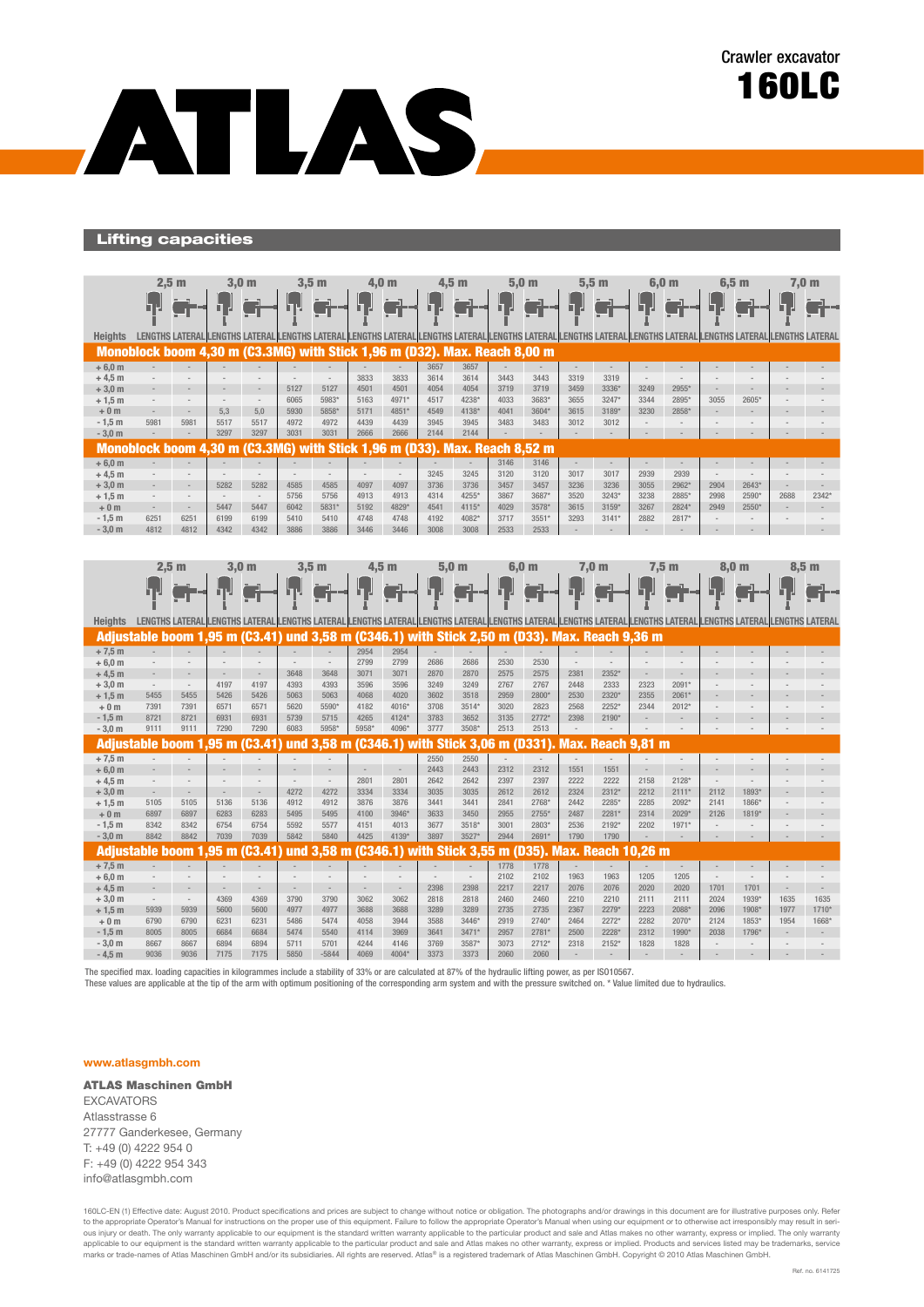Crawler excavator
**160LC**

ATLAS

## Lifting capacities

| Heights | 2,5 m LENGTHS | 2,5 m LATERAL | 3,0 m LENGTHS | 3,0 m LATERAL | 3,5 m LENGTHS | 3,5 m LATERAL | 4,0 m LENGTHS | 4,0 m LATERAL | 4,5 m LENGTHS | 4,5 m LATERAL | 5,0 m LENGTHS | 5,0 m LATERAL | 5,5 m LENGTHS | 5,5 m LATERAL | 6,0 m LENGTHS | 6,0 m LATERAL | 6,5 m LENGTHS | 6,5 m LATERAL | 7,0 m LENGTHS | 7,0 m LATERAL |
|---|---|---|---|---|---|---|---|---|---|---|---|---|---|---|---|---|---|---|---|---|
| **Monoblock boom 4,30 m (C3.3MG) with Stick 1,96 m (D32). Max. Reach 8,00 m** | | | | | | | | | | | | | | | | | | | | |
| + 6,0 m | - | - | - | - | - | - | - | - | 3657 | 3657 | - | - | - | - | - | - | - | - | - | - |
| + 4,5 m | - | - | - | - | - | - | 3833 | 3833 | 3614 | 3614 | 3443 | 3443 | 3319 | 3319 | - | - | - | - | - | - |
| + 3,0 m | - | - | - | - | 5127 | 5127 | 4501 | 4501 | 4054 | 4054 | 3719 | 3719 | 3459 | 3336* | 3249 | 2955* | - | - | - | - |
| + 1,5 m | - | - | - | - | 6065 | 5983* | 5163 | 4971* | 4517 | 4238* | 4033 | 3683* | 3655 | 3247* | 3344 | 2895* | 3055 | 2605* | - | - |
| + 0 m | - | - | 5,3 | 5,0 | 5930 | 5858* | 5171 | 4851* | 4549 | 4138* | 4041 | 3604* | 3615 | 3189* | 3230 | 2858* | - | - | - | - |
| - 1,5 m | 5981 | 5981 | 5517 | 5517 | 4972 | 4972 | 4439 | 4439 | 3945 | 3945 | 3483 | 3483 | 3012 | 3012 | - | - | - | - | - | - |
| - 3,0 m | - | - | 3297 | 3297 | 3031 | 3031 | 2666 | 2666 | 2144 | 2144 | - | - | - | - | - | - | - | - | - | - |
| **Monoblock boom 4,30 m (C3.3MG) with Stick 1,96 m (D33). Max. Reach 8,52 m** | | | | | | | | | | | | | | | | | | | | |
| + 6,0 m | - | - | - | - | - | - | - | - | - | - | 3146 | 3146 | - | - | - | - | - | - | - | - |
| + 4,5 m | - | - | - | - | - | - | - | - | 3245 | 3245 | 3120 | 3120 | 3017 | 3017 | 2939 | 2939 | - | - | - | - |
| + 3,0 m | - | - | 5282 | 5282 | 4585 | 4585 | 4097 | 4097 | 3736 | 3736 | 3457 | 3457 | 3236 | 3236 | 3055 | 2962* | 2904 | 2643* | - | - |
| + 1,5 m | - | - | - | - | 5756 | 5756 | 4913 | 4913 | 4314 | 4255* | 3867 | 3687* | 3520 | 3243* | 3238 | 2885* | 2998 | 2590* | 2688 | 2342* |
| + 0 m | - | - | 5447 | 5447 | 6042 | 5831* | 5192 | 4829* | 4541 | 4115* | 4029 | 3578* | 3615 | 3159* | 3267 | 2824* | 2949 | 2550* | - | - |
| - 1,5 m | 6251 | 6251 | 6199 | 6199 | 5410 | 5410 | 4748 | 4748 | 4192 | 4082* | 3717 | 3551* | 3293 | 3141* | 2882 | 2817* | - | - | - | - |
| - 3,0 m | 4812 | 4812 | 4342 | 4342 | 3886 | 3886 | 3446 | 3446 | 3008 | 3008 | 2533 | 2533 | - | - | - | - | - | - | - | - |

| Heights | 2,5 m LENGTHS | 2,5 m LATERAL | 3,0 m LENGTHS | 3,0 m LATERAL | 3,5 m LENGTHS | 3,5 m LATERAL | 4,5 m LENGTHS | 4,5 m LATERAL | 5,0 m LENGTHS | 5,0 m LATERAL | 6,0 m LENGTHS | 6,0 m LATERAL | 7,0 m LENGTHS | 7,0 m LATERAL | 7,5 m LENGTHS | 7,5 m LATERAL | 8,0 m LENGTHS | 8,0 m LATERAL | 8,5 m LENGTHS | 8,5 m LATERAL |
|---|---|---|---|---|---|---|---|---|---|---|---|---|---|---|---|---|---|---|---|---|
| **Adjustable boom 1,95 m (C3.41) und 3,58 m (C346.1) with Stick 2,50 m (D33). Max. Reach 9,36 m** | | | | | | | | | | | | | | | | | | | | |
| + 7,5 m | - | - | - | - | - | - | 2954 | 2954 | - | - | - | - | - | - | - | - | - | - | - | - |
| + 6,0 m | - | - | - | - | - | - | 2799 | 2799 | 2686 | 2686 | 2530 | 2530 | - | - | - | - | - | - | - | - |
| + 4,5 m | - | - | - | - | 3648 | 3648 | 3071 | 3071 | 2870 | 2870 | 2575 | 2575 | 2381 | 2352* | - | - | - | - | - | - |
| + 3,0 m | - | - | 4197 | 4197 | 4393 | 4393 | 3596 | 3596 | 3249 | 3249 | 2767 | 2767 | 2448 | 2333 | 2323 | 2091* | - | - | - | - |
| + 1,5 m | 5455 | 5455 | 5426 | 5426 | 5063 | 5063 | 4068 | 4020 | 3602 | 3518 | 2959 | 2800* | 2530 | 2320* | 2355 | 2061* | - | - | - | - |
| + 0 m | 7391 | 7391 | 6571 | 6571 | 5620 | 5590* | 4182 | 4016* | 3708 | 3514* | 3020 | 2823 | 2568 | 2252* | 2344 | 2012* | - | - | - | - |
| - 1,5 m | 8721 | 8721 | 6931 | 6931 | 5739 | 5715 | 4265 | 4124* | 3783 | 3652 | 3135 | 2772* | 2398 | 2190* | - | - | - | - | - | - |
| - 3,0 m | 9111 | 9111 | 7290 | 7290 | 6083 | 5958* | 5958* | 4096* | 3777 | 3508* | 2513 | 2513 | - | - | - | - | - | - | - | - |
| **Adjustable boom 1,95 m (C3.41) und 3,58 m (C346.1) with Stick 3,06 m (D331). Max. Reach 9,81 m** | | | | | | | | | | | | | | | | | | | | |
| + 7,5 m | - | - | - | - | - | - | - | - | 2550 | 2550 | - | - | - | - | - | - | - | - | - | - |
| + 6,0 m | - | - | - | - | - | - | - | - | 2443 | 2443 | 2312 | 2312 | 1551 | 1551 | - | - | - | - | - | - |
| + 4,5 m | - | - | - | - | - | - | 2801 | 2801 | 2642 | 2642 | 2397 | 2397 | 2222 | 2222 | 2158 | 2128* | - | - | - | - |
| + 3,0 m | - | - | - | - | 4272 | 4272 | 3334 | 3334 | 3035 | 3035 | 2612 | 2612 | 2324 | 2312* | 2212 | 2111* | 2112 | 1893* | - | - |
| + 1,5 m | 5105 | 5105 | 5136 | 5136 | 4912 | 4912 | 3876 | 3876 | 3441 | 3441 | 2841 | 2768* | 2442 | 2285* | 2285 | 2092* | 2141 | 1866* | - | - |
| + 0 m | 6897 | 6897 | 6283 | 6283 | 5495 | 5495 | 4100 | 3946* | 3633 | 3450 | 2955 | 2755* | 2487 | 2281* | 2314 | 2029* | 2126 | 1819* | - | - |
| - 1,5 m | 8342 | 8342 | 6754 | 6754 | 5592 | 5577 | 4151 | 4013 | 3677 | 3518* | 3001 | 2803* | 2536 | 2192* | 2202 | 1971* | - | - | - | - |
| - 3,0 m | 8842 | 8842 | 7039 | 7039 | 5842 | 5840 | 4425 | 4139* | 3897 | 3527* | 2944 | 2691* | 1790 | 1790 | - | - | - | - | - | - |
| **Adjustable boom 1,95 m (C3.41) und 3,58 m (C346.1) with Stick 3,55 m (D35). Max. Reach 10,26 m** | | | | | | | | | | | | | | | | | | | | |
| + 7,5 m | - | - | - | - | - | - | - | - | - | - | 1778 | 1778 | - | - | - | - | - | - | - | - |
| + 6,0 m | - | - | - | - | - | - | - | - | - | - | 2102 | 2102 | 1963 | 1963 | 1205 | 1205 | - | - | - | - |
| + 4,5 m | - | - | - | - | - | - | - | - | 2398 | 2398 | 2217 | 2217 | 2076 | 2076 | 2020 | 2020 | 1701 | 1701 | - | - |
| + 3,0 m | - | - | 4369 | 4369 | 3790 | 3790 | 3062 | 3062 | 2818 | 2818 | 2460 | 2460 | 2210 | 2210 | 2111 | 2111 | 2024 | 1939* | 1635 | 1635 |
| + 1,5 m | 5939 | 5939 | 5600 | 5600 | 4977 | 4977 | 3688 | 3688 | 3289 | 3289 | 2735 | 2735 | 2367 | 2279* | 2223 | 2088* | 2096 | 1908* | 1977 | 1710* |
| + 0 m | 6790 | 6790 | 6231 | 6231 | 5486 | 5474 | 4058 | 3944 | 3588 | 3446* | 2919 | 2740* | 2464 | 2272* | 2282 | 2070* | 2124 | 1853* | 1954 | 1668* |
| - 1,5 m | 8005 | 8005 | 6684 | 6684 | 5474 | 5540 | 4114 | 3969 | 3641 | 3471* | 2957 | 2781* | 2500 | 2228* | 2312 | 1990* | 2038 | 1796* | - | - |
| - 3,0 m | 8667 | 8667 | 6894 | 6894 | 5711 | 5701 | 4244 | 4146 | 3769 | 3587* | 3073 | 2712* | 2318 | 2152* | 1828 | 1828 | - | - | - | - |
| - 4,5 m | 9036 | 9036 | 7175 | 7175 | 5850 | -5844 | 4069 | 4004* | 3373 | 3373 | 2060 | 2060 | - | - | - | - | - | - | - | - |

The specified max. loading capacities in kilogrammes include a stability of 33% or are calculated at 87% of the hydraulic lifting power, as per ISO10567.
These values are applicable at the tip of the arm with optimum positioning of the corresponding arm system and with the pressure switched on. * Value limited due to hydraulics.

**www.atlasgmbh.com**

**ATLAS Maschinen GmbH**
EXCAVATORS
Atlasstrasse 6
27777 Ganderkesee, Germany
T: +49 (0) 4222 954 0
F: +49 (0) 4222 954 343
info@atlasgmbh.com

160LC-EN (1) Effective date: August 2010. Product specifications and prices are subject to change without notice or obligation. The photographs and/or drawings in this document are for illustrative purposes only. Refer to the appropriate Operator's Manual for instructions on the proper use of this equipment. Failure to follow the appropriate Operator's Manual when using our equipment or to otherwise act irresponsibly may result in serious injury or death. The only warranty applicable to our equipment is the standard written warranty applicable to the particular product and sale and Atlas makes no other warranty, express or implied. The only warranty applicable to our equipment is the standard written warranty applicable to the particular product and sale and Atlas makes no other warranty, express or implied. Products and services listed may be trademarks, service marks or trade-names of Atlas Maschinen GmbH and/or its subsidiaries. All rights are reserved. Atlas® is a registered trademark of Atlas Maschinen GmbH. Copyright © 2010 Atlas Maschinen GmbH.

Ref. no. 6141725